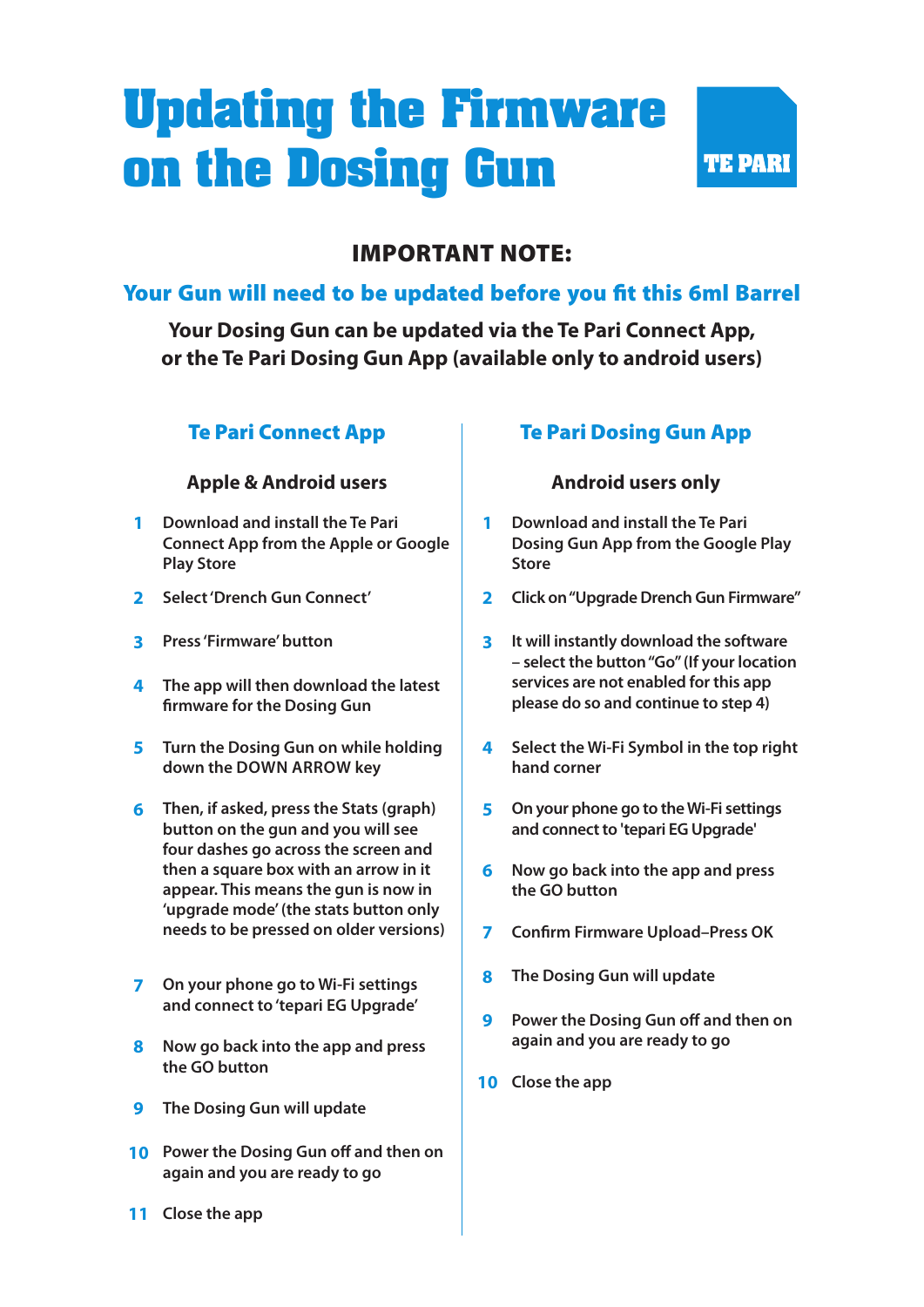# Updating the Firmware on the Dosing Gun

TE PARI

## IMPORTANT NOTE:

### Your Gun will need to be updated before you fit this 6ml Barrel

**Your Dosing Gun can be updated via the Te Pari Connect App, or the Te Pari Dosing Gun App (available only to android users)**

## Te Pari Connect App

### Apple & Android users

1. Download and install the Te Pari Connect App from the Apple or Google Play Store
2. Select 'Drench Gun Connect'
3. Press 'Firmware' button
4. The app will then download the latest firmware for the Dosing Gun
5. Turn the Dosing Gun on while holding down the DOWN ARROW key
6. Then, if asked, press the Stats (graph) button on the gun and you will see four dashes go across the screen and then a square box with an arrow in it appear. This means the gun is now in 'upgrade mode' (the stats button only needs to be pressed on older versions)
7. On your phone go to Wi-Fi settings and connect to 'tepari EG Upgrade'
8. Now go back into the app and press the GO button
9. The Dosing Gun will update
10. Power the Dosing Gun off and then on again and you are ready to go
11. Close the app

## Te Pari Dosing Gun App

### Android users only

1. Download and install the Te Pari Dosing Gun App from the Google Play Store
2. Click on "Upgrade Drench Gun Firmware"
3. It will instantly download the software – select the button "Go" (If your location services are not enabled for this app please do so and continue to step 4)
4. Select the Wi-Fi Symbol in the top right hand corner
5. On your phone go to the Wi-Fi settings and connect to 'tepari EG Upgrade'
6. Now go back into the app and press the GO button
7. Confirm Firmware Upload–Press OK
8. The Dosing Gun will update
9. Power the Dosing Gun off and then on again and you are ready to go
10. Close the app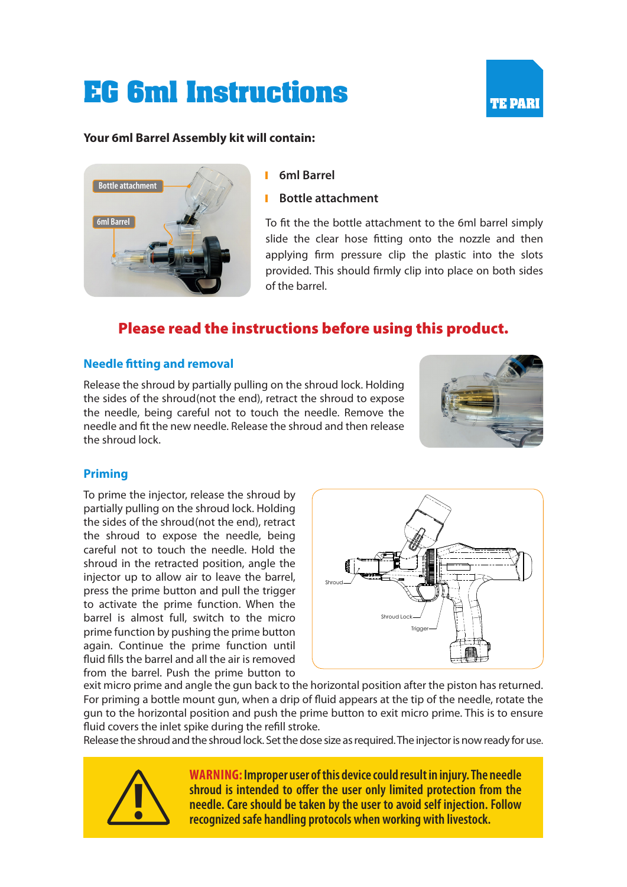# EG 6ml Instructions

TE PARI

**Your 6ml Barrel Assembly kit will contain:**

- **6ml Barrel**
- **Bottle attachment**

To fit the the bottle attachment to the 6ml barrel simply slide the clear hose fitting onto the nozzle and then applying firm pressure clip the plastic into the slots provided. This should firmly clip into place on both sides of the barrel.

**Please read the instructions before using this product.**

## Needle fitting and removal

Release the shroud by partially pulling on the shroud lock. Holding the sides of the shroud(not the end), retract the shroud to expose the needle, being careful not to touch the needle. Remove the needle and fit the new needle. Release the shroud and then release the shroud lock.

## Priming

To prime the injector, release the shroud by partially pulling on the shroud lock. Holding the sides of the shroud(not the end), retract the shroud to expose the needle, being careful not to touch the needle. Hold the shroud in the retracted position, angle the injector up to allow air to leave the barrel, press the prime button and pull the trigger to activate the prime function. When the barrel is almost full, switch to the micro prime function by pushing the prime button again. Continue the prime function until fluid fills the barrel and all the air is removed from the barrel. Push the prime button to exit micro prime and angle the gun back to the horizontal position after the piston has returned. For priming a bottle mount gun, when a drip of fluid appears at the tip of the needle, rotate the gun to the horizontal position and push the prime button to exit micro prime. This is to ensure fluid covers the inlet spike during the refill stroke.

Release the shroud and the shroud lock. Set the dose size as required. The injector is now ready for use.

**WARNING: Improper user of this device could result in injury. The needle shroud is intended to offer the user only limited protection from the needle. Care should be taken by the user to avoid self injection. Follow recognized safe handling protocols when working with livestock.**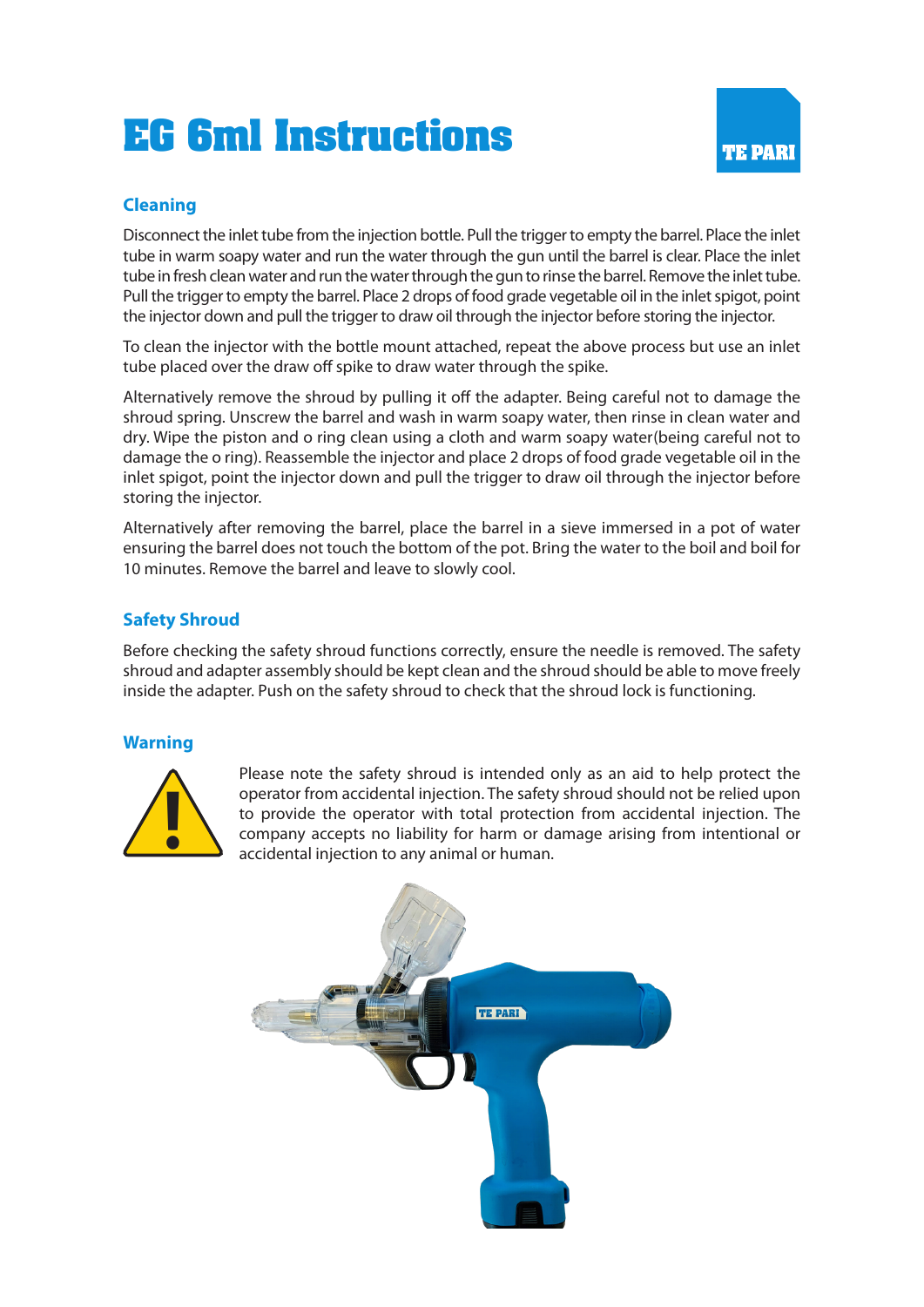# EG 6ml Instructions

TE PARI

## Cleaning

Disconnect the inlet tube from the injection bottle. Pull the trigger to empty the barrel. Place the inlet tube in warm soapy water and run the water through the gun until the barrel is clear. Place the inlet tube in fresh clean water and run the water through the gun to rinse the barrel. Remove the inlet tube. Pull the trigger to empty the barrel. Place 2 drops of food grade vegetable oil in the inlet spigot, point the injector down and pull the trigger to draw oil through the injector before storing the injector.

To clean the injector with the bottle mount attached, repeat the above process but use an inlet tube placed over the draw off spike to draw water through the spike.

Alternatively remove the shroud by pulling it off the adapter. Being careful not to damage the shroud spring. Unscrew the barrel and wash in warm soapy water, then rinse in clean water and dry. Wipe the piston and o ring clean using a cloth and warm soapy water(being careful not to damage the o ring). Reassemble the injector and place 2 drops of food grade vegetable oil in the inlet spigot, point the injector down and pull the trigger to draw oil through the injector before storing the injector.

Alternatively after removing the barrel, place the barrel in a sieve immersed in a pot of water ensuring the barrel does not touch the bottom of the pot. Bring the water to the boil and boil for 10 minutes. Remove the barrel and leave to slowly cool.

## Safety Shroud

Before checking the safety shroud functions correctly, ensure the needle is removed. The safety shroud and adapter assembly should be kept clean and the shroud should be able to move freely inside the adapter. Push on the safety shroud to check that the shroud lock is functioning.

## Warning

Please note the safety shroud is intended only as an aid to help protect the operator from accidental injection. The safety shroud should not be relied upon to provide the operator with total protection from accidental injection. The company accepts no liability for harm or damage arising from intentional or accidental injection to any animal or human.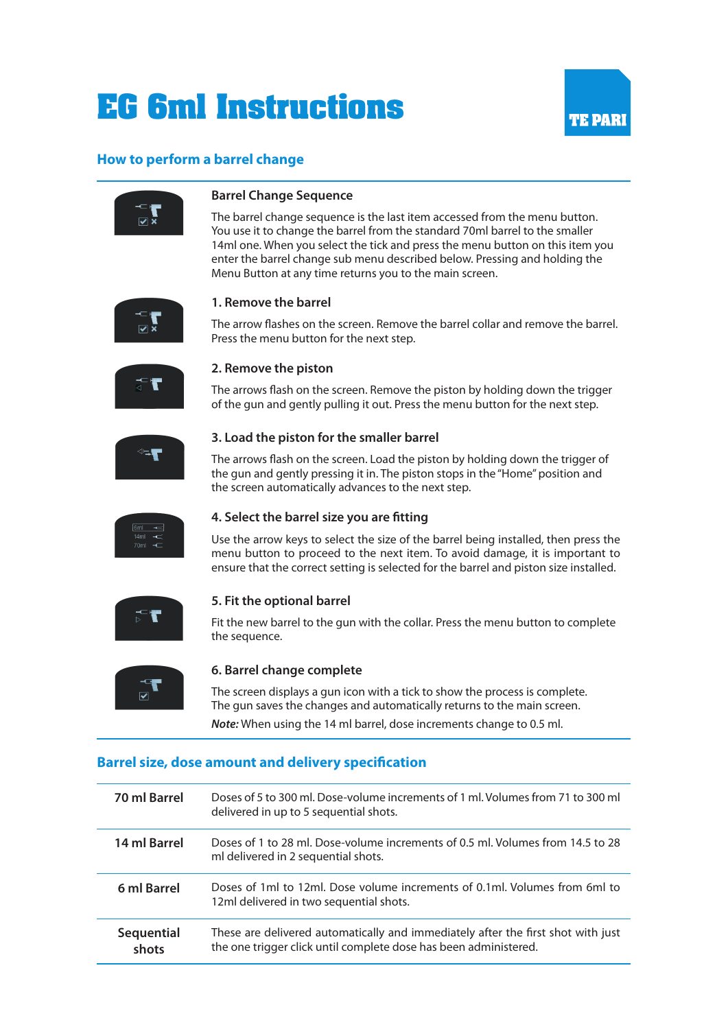# EG 6ml Instructions

TE PARI

## How to perform a barrel change

### Barrel Change Sequence

The barrel change sequence is the last item accessed from the menu button. You use it to change the barrel from the standard 70ml barrel to the smaller 14ml one. When you select the tick and press the menu button on this item you enter the barrel change sub menu described below. Pressing and holding the Menu Button at any time returns you to the main screen.

### 1. Remove the barrel

The arrow flashes on the screen. Remove the barrel collar and remove the barrel. Press the menu button for the next step.

### 2. Remove the piston

The arrows flash on the screen. Remove the piston by holding down the trigger of the gun and gently pulling it out. Press the menu button for the next step.

### 3. Load the piston for the smaller barrel

The arrows flash on the screen. Load the piston by holding down the trigger of the gun and gently pressing it in. The piston stops in the "Home" position and the screen automatically advances to the next step.

### 4. Select the barrel size you are fitting

6ml
14ml
70ml

Use the arrow keys to select the size of the barrel being installed, then press the menu button to proceed to the next item. To avoid damage, it is important to ensure that the correct setting is selected for the barrel and piston size installed.

### 5. Fit the optional barrel

Fit the new barrel to the gun with the collar. Press the menu button to complete the sequence.

### 6. Barrel change complete

The screen displays a gun icon with a tick to show the process is complete. The gun saves the changes and automatically returns to the main screen.

***Note:*** When using the 14 ml barrel, dose increments change to 0.5 ml.

## Barrel size, dose amount and delivery specification

| | |
|---|---|
| **70 ml Barrel** | Doses of 5 to 300 ml. Dose-volume increments of 1 ml. Volumes from 71 to 300 ml delivered in up to 5 sequential shots. |
| **14 ml Barrel** | Doses of 1 to 28 ml. Dose-volume increments of 0.5 ml. Volumes from 14.5 to 28 ml delivered in 2 sequential shots. |
| **6 ml Barrel** | Doses of 1ml to 12ml. Dose volume increments of 0.1ml. Volumes from 6ml to 12ml delivered in two sequential shots. |
| **Sequential shots** | These are delivered automatically and immediately after the first shot with just the one trigger click until complete dose has been administered. |